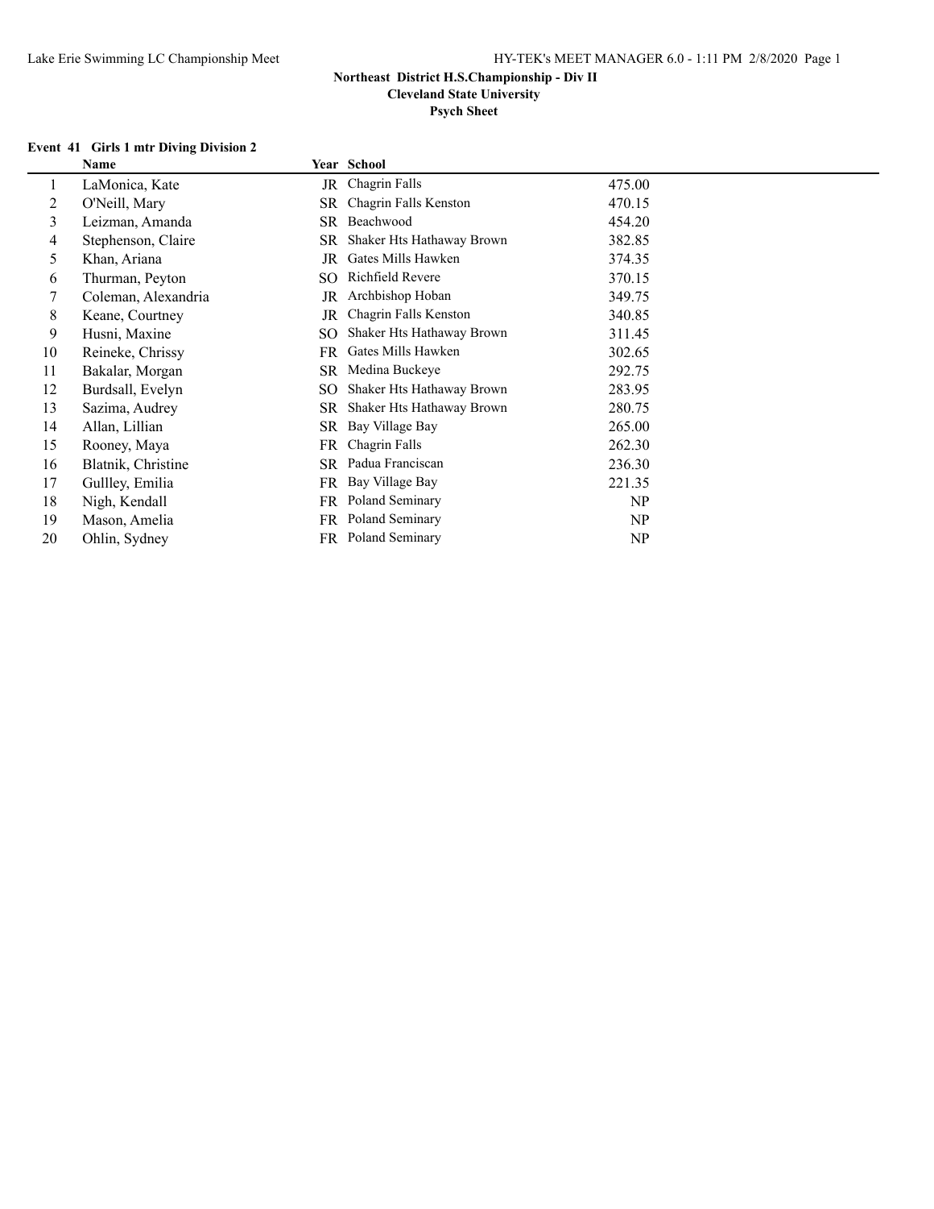**Northeast District H.S.Championship - Div II**

**Cleveland State University**

**Psych Sheet**

### Event 41 Girls 1 mtr Diving Division 2

| | Name | Year | School | |
|---|---|---|---|---|
| 1 | LaMonica, Kate | JR | Chagrin Falls | 475.00 |
| 2 | O'Neill, Mary | SR | Chagrin Falls Kenston | 470.15 |
| 3 | Leizman, Amanda | SR | Beachwood | 454.20 |
| 4 | Stephenson, Claire | SR | Shaker Hts Hathaway Brown | 382.85 |
| 5 | Khan, Ariana | JR | Gates Mills Hawken | 374.35 |
| 6 | Thurman, Peyton | SO | Richfield Revere | 370.15 |
| 7 | Coleman, Alexandria | JR | Archbishop Hoban | 349.75 |
| 8 | Keane, Courtney | JR | Chagrin Falls Kenston | 340.85 |
| 9 | Husni, Maxine | SO | Shaker Hts Hathaway Brown | 311.45 |
| 10 | Reineke, Chrissy | FR | Gates Mills Hawken | 302.65 |
| 11 | Bakalar, Morgan | SR | Medina Buckeye | 292.75 |
| 12 | Burdsall, Evelyn | SO | Shaker Hts Hathaway Brown | 283.95 |
| 13 | Sazima, Audrey | SR | Shaker Hts Hathaway Brown | 280.75 |
| 14 | Allan, Lillian | SR | Bay Village Bay | 265.00 |
| 15 | Rooney, Maya | FR | Chagrin Falls | 262.30 |
| 16 | Blatnik, Christine | SR | Padua Franciscan | 236.30 |
| 17 | Gullley, Emilia | FR | Bay Village Bay | 221.35 |
| 18 | Nigh, Kendall | FR | Poland Seminary | NP |
| 19 | Mason, Amelia | FR | Poland Seminary | NP |
| 20 | Ohlin, Sydney | FR | Poland Seminary | NP |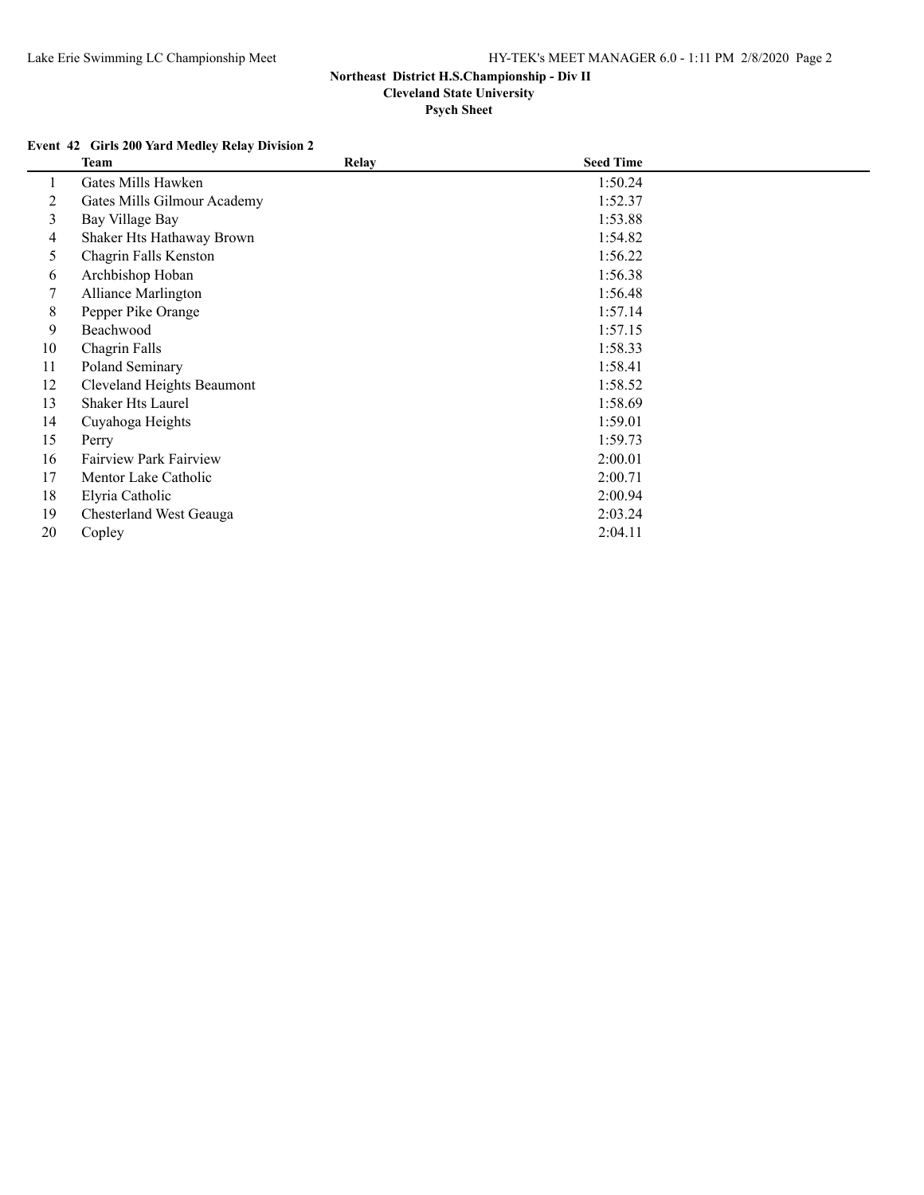# Northeast District H.S.Championship - Div II

## Cleveland State University

### Psych Sheet

**Event 42 Girls 200 Yard Medley Relay Division 2**

| | Team | Relay | Seed Time |
|---|---|---|---|
| 1 | Gates Mills Hawken | | 1:50.24 |
| 2 | Gates Mills Gilmour Academy | | 1:52.37 |
| 3 | Bay Village Bay | | 1:53.88 |
| 4 | Shaker Hts Hathaway Brown | | 1:54.82 |
| 5 | Chagrin Falls Kenston | | 1:56.22 |
| 6 | Archbishop Hoban | | 1:56.38 |
| 7 | Alliance Marlington | | 1:56.48 |
| 8 | Pepper Pike Orange | | 1:57.14 |
| 9 | Beachwood | | 1:57.15 |
| 10 | Chagrin Falls | | 1:58.33 |
| 11 | Poland Seminary | | 1:58.41 |
| 12 | Cleveland Heights Beaumont | | 1:58.52 |
| 13 | Shaker Hts Laurel | | 1:58.69 |
| 14 | Cuyahoga Heights | | 1:59.01 |
| 15 | Perry | | 1:59.73 |
| 16 | Fairview Park Fairview | | 2:00.01 |
| 17 | Mentor Lake Catholic | | 2:00.71 |
| 18 | Elyria Catholic | | 2:00.94 |
| 19 | Chesterland West Geauga | | 2:03.24 |
| 20 | Copley | | 2:04.11 |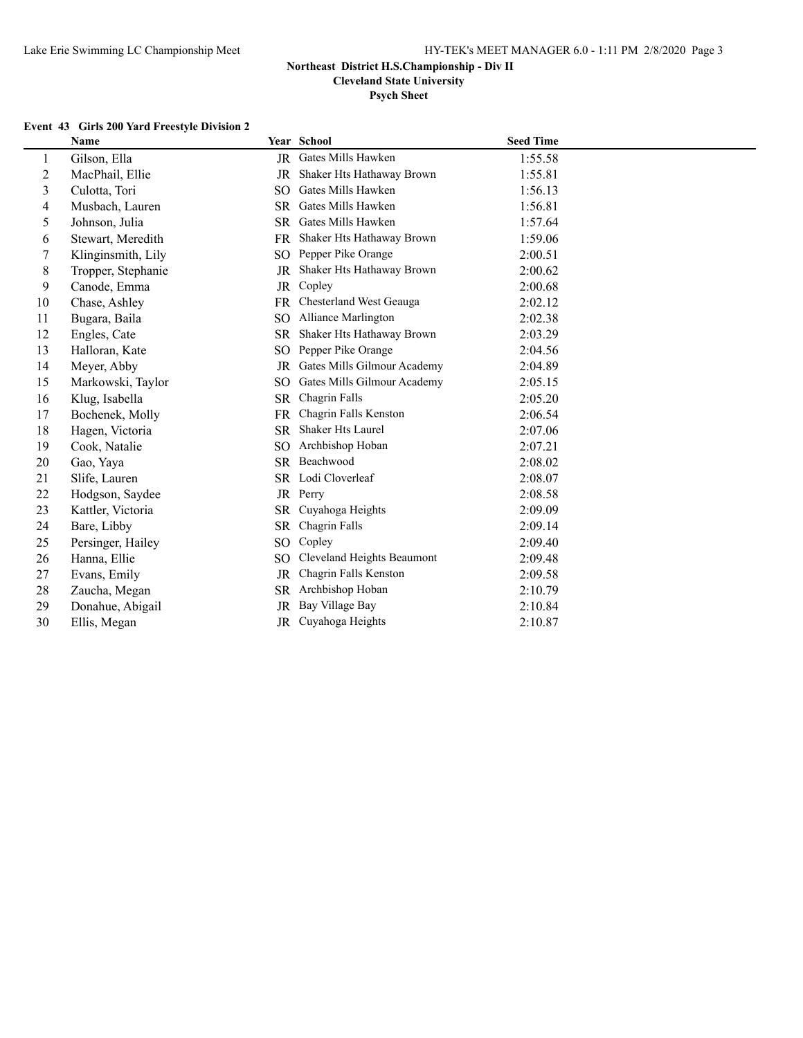**Northeast District H.S.Championship - Div II**

**Cleveland State University**

**Psych Sheet**

### Event 43 Girls 200 Yard Freestyle Division 2

| | Name | Year | School | Seed Time |
|---|---|---|---|---|
| 1 | Gilson, Ella | JR | Gates Mills Hawken | 1:55.58 |
| 2 | MacPhail, Ellie | JR | Shaker Hts Hathaway Brown | 1:55.81 |
| 3 | Culotta, Tori | SO | Gates Mills Hawken | 1:56.13 |
| 4 | Musbach, Lauren | SR | Gates Mills Hawken | 1:56.81 |
| 5 | Johnson, Julia | SR | Gates Mills Hawken | 1:57.64 |
| 6 | Stewart, Meredith | FR | Shaker Hts Hathaway Brown | 1:59.06 |
| 7 | Klinginsmith, Lily | SO | Pepper Pike Orange | 2:00.51 |
| 8 | Tropper, Stephanie | JR | Shaker Hts Hathaway Brown | 2:00.62 |
| 9 | Canode, Emma | JR | Copley | 2:00.68 |
| 10 | Chase, Ashley | FR | Chesterland West Geauga | 2:02.12 |
| 11 | Bugara, Baila | SO | Alliance Marlington | 2:02.38 |
| 12 | Engles, Cate | SR | Shaker Hts Hathaway Brown | 2:03.29 |
| 13 | Halloran, Kate | SO | Pepper Pike Orange | 2:04.56 |
| 14 | Meyer, Abby | JR | Gates Mills Gilmour Academy | 2:04.89 |
| 15 | Markowski, Taylor | SO | Gates Mills Gilmour Academy | 2:05.15 |
| 16 | Klug, Isabella | SR | Chagrin Falls | 2:05.20 |
| 17 | Bochenek, Molly | FR | Chagrin Falls Kenston | 2:06.54 |
| 18 | Hagen, Victoria | SR | Shaker Hts Laurel | 2:07.06 |
| 19 | Cook, Natalie | SO | Archbishop Hoban | 2:07.21 |
| 20 | Gao, Yaya | SR | Beachwood | 2:08.02 |
| 21 | Slife, Lauren | SR | Lodi Cloverleaf | 2:08.07 |
| 22 | Hodgson, Saydee | JR | Perry | 2:08.58 |
| 23 | Kattler, Victoria | SR | Cuyahoga Heights | 2:09.09 |
| 24 | Bare, Libby | SR | Chagrin Falls | 2:09.14 |
| 25 | Persinger, Hailey | SO | Copley | 2:09.40 |
| 26 | Hanna, Ellie | SO | Cleveland Heights Beaumont | 2:09.48 |
| 27 | Evans, Emily | JR | Chagrin Falls Kenston | 2:09.58 |
| 28 | Zaucha, Megan | SR | Archbishop Hoban | 2:10.79 |
| 29 | Donahue, Abigail | JR | Bay Village Bay | 2:10.84 |
| 30 | Ellis, Megan | JR | Cuyahoga Heights | 2:10.87 |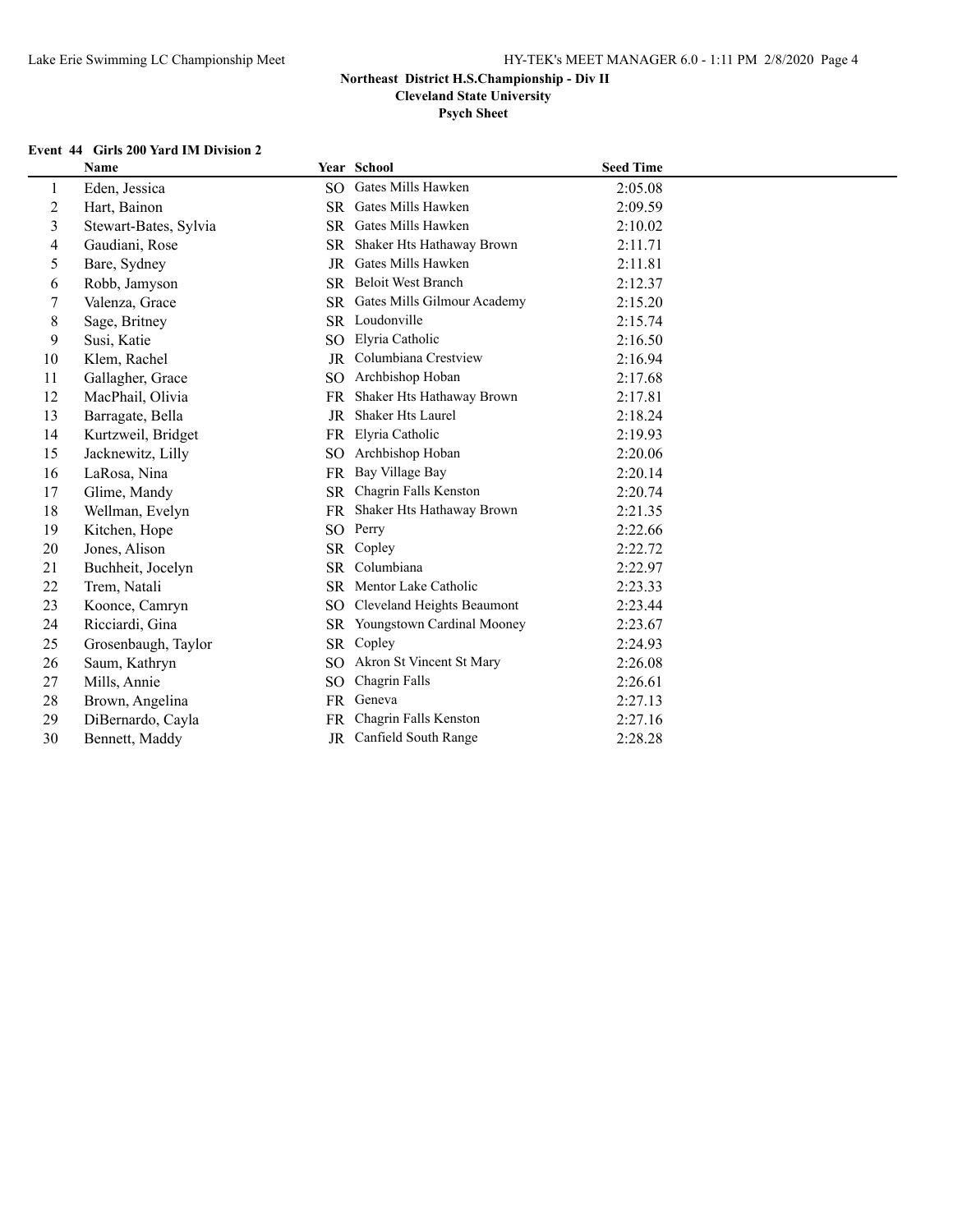**Northeast District H.S.Championship - Div II**

**Cleveland State University**

**Psych Sheet**

**Event 44 Girls 200 Yard IM Division 2**

| | Name | Year | School | Seed Time |
|---|---|---|---|---|
| 1 | Eden, Jessica | SO | Gates Mills Hawken | 2:05.08 |
| 2 | Hart, Bainon | SR | Gates Mills Hawken | 2:09.59 |
| 3 | Stewart-Bates, Sylvia | SR | Gates Mills Hawken | 2:10.02 |
| 4 | Gaudiani, Rose | SR | Shaker Hts Hathaway Brown | 2:11.71 |
| 5 | Bare, Sydney | JR | Gates Mills Hawken | 2:11.81 |
| 6 | Robb, Jamyson | SR | Beloit West Branch | 2:12.37 |
| 7 | Valenza, Grace | SR | Gates Mills Gilmour Academy | 2:15.20 |
| 8 | Sage, Britney | SR | Loudonville | 2:15.74 |
| 9 | Susi, Katie | SO | Elyria Catholic | 2:16.50 |
| 10 | Klem, Rachel | JR | Columbiana Crestview | 2:16.94 |
| 11 | Gallagher, Grace | SO | Archbishop Hoban | 2:17.68 |
| 12 | MacPhail, Olivia | FR | Shaker Hts Hathaway Brown | 2:17.81 |
| 13 | Barragate, Bella | JR | Shaker Hts Laurel | 2:18.24 |
| 14 | Kurtzweil, Bridget | FR | Elyria Catholic | 2:19.93 |
| 15 | Jacknewitz, Lilly | SO | Archbishop Hoban | 2:20.06 |
| 16 | LaRosa, Nina | FR | Bay Village Bay | 2:20.14 |
| 17 | Glime, Mandy | SR | Chagrin Falls Kenston | 2:20.74 |
| 18 | Wellman, Evelyn | FR | Shaker Hts Hathaway Brown | 2:21.35 |
| 19 | Kitchen, Hope | SO | Perry | 2:22.66 |
| 20 | Jones, Alison | SR | Copley | 2:22.72 |
| 21 | Buchheit, Jocelyn | SR | Columbiana | 2:22.97 |
| 22 | Trem, Natali | SR | Mentor Lake Catholic | 2:23.33 |
| 23 | Koonce, Camryn | SO | Cleveland Heights Beaumont | 2:23.44 |
| 24 | Ricciardi, Gina | SR | Youngstown Cardinal Mooney | 2:23.67 |
| 25 | Grosenbaugh, Taylor | SR | Copley | 2:24.93 |
| 26 | Saum, Kathryn | SO | Akron St Vincent St Mary | 2:26.08 |
| 27 | Mills, Annie | SO | Chagrin Falls | 2:26.61 |
| 28 | Brown, Angelina | FR | Geneva | 2:27.13 |
| 29 | DiBernardo, Cayla | FR | Chagrin Falls Kenston | 2:27.16 |
| 30 | Bennett, Maddy | JR | Canfield South Range | 2:28.28 |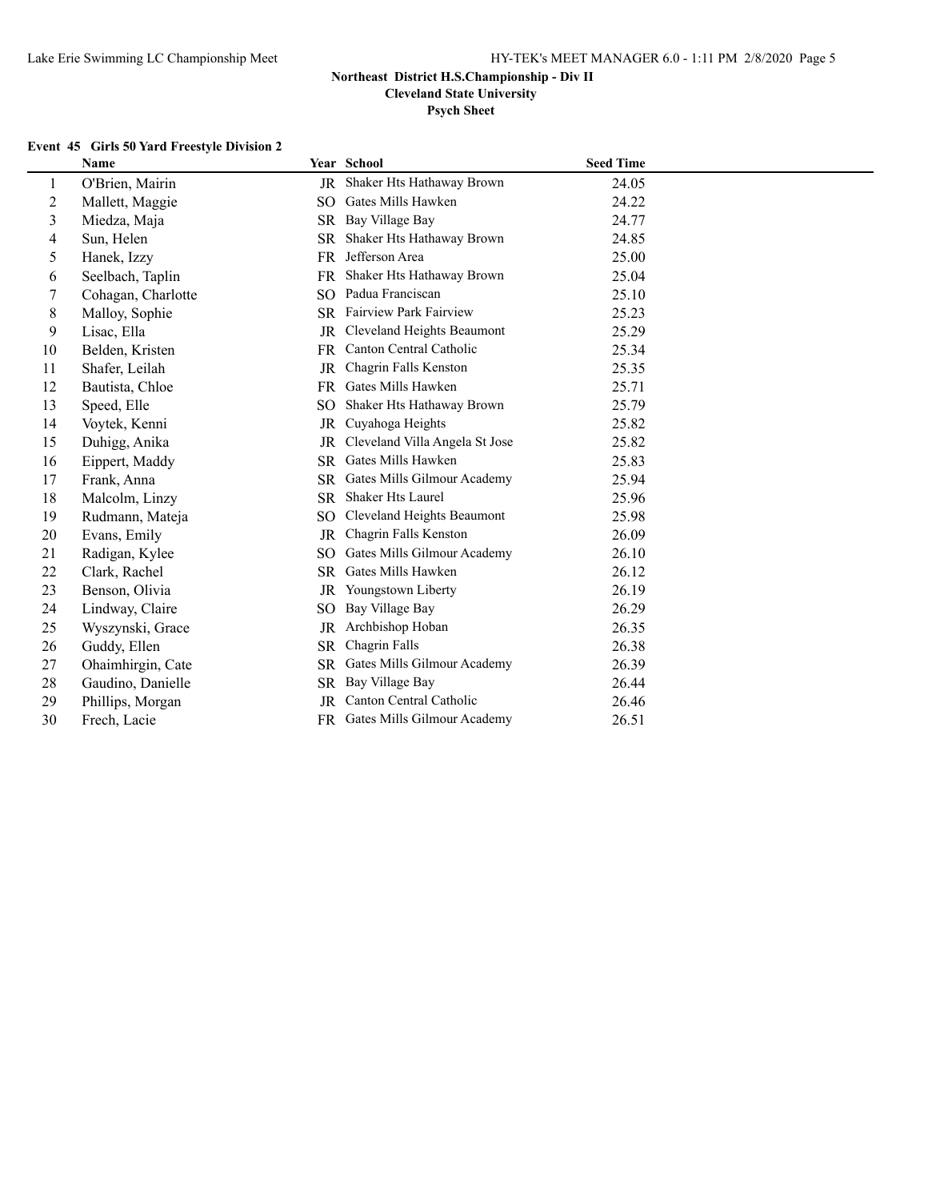## Northeast District H.S.Championship - Div II

**Cleveland State University**

**Psych Sheet**

### Event 45 Girls 50 Yard Freestyle Division 2

| | Name | Year | School | Seed Time |
|---|---|---|---|---|
| 1 | O'Brien, Mairin | JR | Shaker Hts Hathaway Brown | 24.05 |
| 2 | Mallett, Maggie | SO | Gates Mills Hawken | 24.22 |
| 3 | Miedza, Maja | SR | Bay Village Bay | 24.77 |
| 4 | Sun, Helen | SR | Shaker Hts Hathaway Brown | 24.85 |
| 5 | Hanek, Izzy | FR | Jefferson Area | 25.00 |
| 6 | Seelbach, Taplin | FR | Shaker Hts Hathaway Brown | 25.04 |
| 7 | Cohagan, Charlotte | SO | Padua Franciscan | 25.10 |
| 8 | Malloy, Sophie | SR | Fairview Park Fairview | 25.23 |
| 9 | Lisac, Ella | JR | Cleveland Heights Beaumont | 25.29 |
| 10 | Belden, Kristen | FR | Canton Central Catholic | 25.34 |
| 11 | Shafer, Leilah | JR | Chagrin Falls Kenston | 25.35 |
| 12 | Bautista, Chloe | FR | Gates Mills Hawken | 25.71 |
| 13 | Speed, Elle | SO | Shaker Hts Hathaway Brown | 25.79 |
| 14 | Voytek, Kenni | JR | Cuyahoga Heights | 25.82 |
| 15 | Duhigg, Anika | JR | Cleveland Villa Angela St Jose | 25.82 |
| 16 | Eippert, Maddy | SR | Gates Mills Hawken | 25.83 |
| 17 | Frank, Anna | SR | Gates Mills Gilmour Academy | 25.94 |
| 18 | Malcolm, Linzy | SR | Shaker Hts Laurel | 25.96 |
| 19 | Rudmann, Mateja | SO | Cleveland Heights Beaumont | 25.98 |
| 20 | Evans, Emily | JR | Chagrin Falls Kenston | 26.09 |
| 21 | Radigan, Kylee | SO | Gates Mills Gilmour Academy | 26.10 |
| 22 | Clark, Rachel | SR | Gates Mills Hawken | 26.12 |
| 23 | Benson, Olivia | JR | Youngstown Liberty | 26.19 |
| 24 | Lindway, Claire | SO | Bay Village Bay | 26.29 |
| 25 | Wyszynski, Grace | JR | Archbishop Hoban | 26.35 |
| 26 | Guddy, Ellen | SR | Chagrin Falls | 26.38 |
| 27 | Ohaimhirgin, Cate | SR | Gates Mills Gilmour Academy | 26.39 |
| 28 | Gaudino, Danielle | SR | Bay Village Bay | 26.44 |
| 29 | Phillips, Morgan | JR | Canton Central Catholic | 26.46 |
| 30 | Frech, Lacie | FR | Gates Mills Gilmour Academy | 26.51 |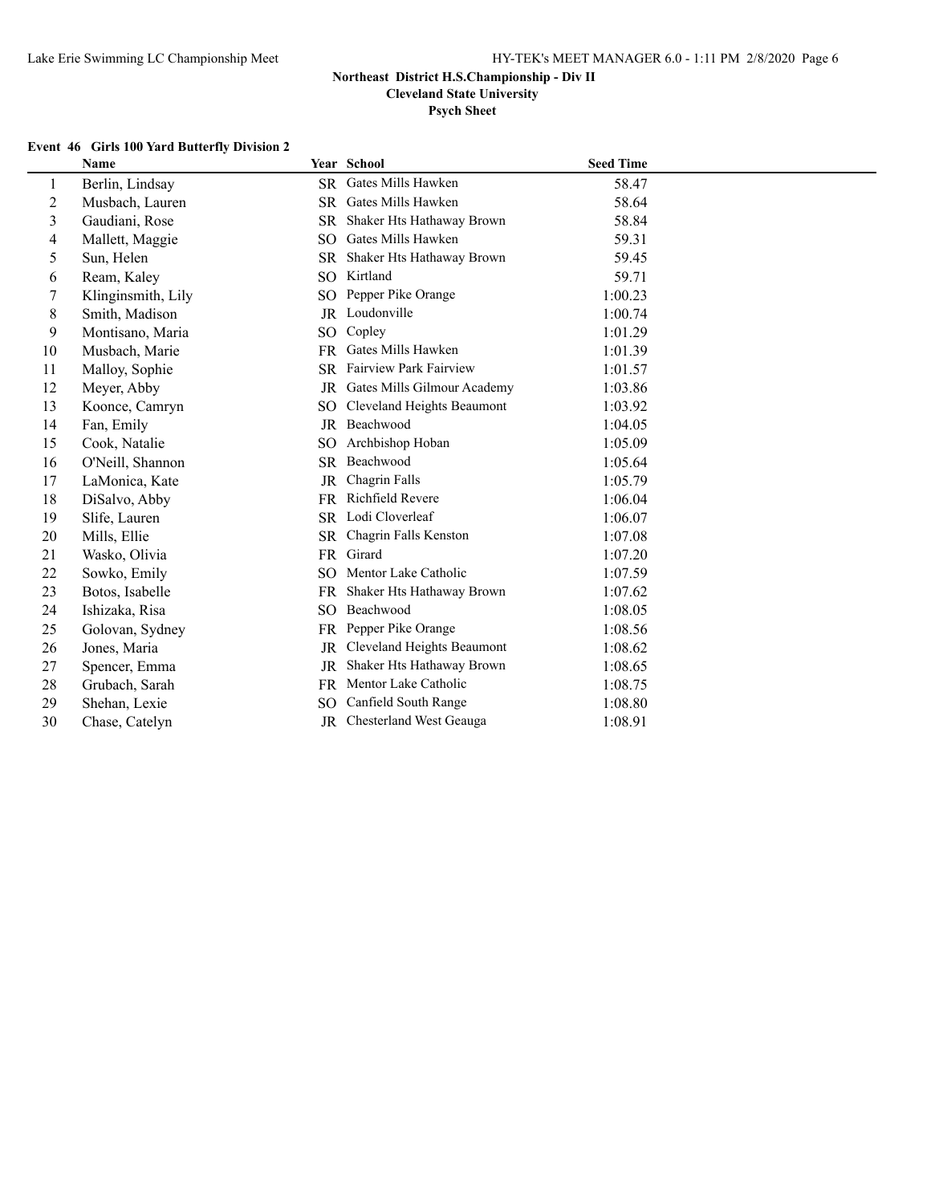**Northeast District H.S.Championship - Div II**

**Cleveland State University**

**Psych Sheet**

### Event 46 Girls 100 Yard Butterfly Division 2

| | Name | Year | School | Seed Time |
|---|---|---|---|---|
| 1 | Berlin, Lindsay | SR | Gates Mills Hawken | 58.47 |
| 2 | Musbach, Lauren | SR | Gates Mills Hawken | 58.64 |
| 3 | Gaudiani, Rose | SR | Shaker Hts Hathaway Brown | 58.84 |
| 4 | Mallett, Maggie | SO | Gates Mills Hawken | 59.31 |
| 5 | Sun, Helen | SR | Shaker Hts Hathaway Brown | 59.45 |
| 6 | Ream, Kaley | SO | Kirtland | 59.71 |
| 7 | Klinginsmith, Lily | SO | Pepper Pike Orange | 1:00.23 |
| 8 | Smith, Madison | JR | Loudonville | 1:00.74 |
| 9 | Montisano, Maria | SO | Copley | 1:01.29 |
| 10 | Musbach, Marie | FR | Gates Mills Hawken | 1:01.39 |
| 11 | Malloy, Sophie | SR | Fairview Park Fairview | 1:01.57 |
| 12 | Meyer, Abby | JR | Gates Mills Gilmour Academy | 1:03.86 |
| 13 | Koonce, Camryn | SO | Cleveland Heights Beaumont | 1:03.92 |
| 14 | Fan, Emily | JR | Beachwood | 1:04.05 |
| 15 | Cook, Natalie | SO | Archbishop Hoban | 1:05.09 |
| 16 | O'Neill, Shannon | SR | Beachwood | 1:05.64 |
| 17 | LaMonica, Kate | JR | Chagrin Falls | 1:05.79 |
| 18 | DiSalvo, Abby | FR | Richfield Revere | 1:06.04 |
| 19 | Slife, Lauren | SR | Lodi Cloverleaf | 1:06.07 |
| 20 | Mills, Ellie | SR | Chagrin Falls Kenston | 1:07.08 |
| 21 | Wasko, Olivia | FR | Girard | 1:07.20 |
| 22 | Sowko, Emily | SO | Mentor Lake Catholic | 1:07.59 |
| 23 | Botos, Isabelle | FR | Shaker Hts Hathaway Brown | 1:07.62 |
| 24 | Ishizaka, Risa | SO | Beachwood | 1:08.05 |
| 25 | Golovan, Sydney | FR | Pepper Pike Orange | 1:08.56 |
| 26 | Jones, Maria | JR | Cleveland Heights Beaumont | 1:08.62 |
| 27 | Spencer, Emma | JR | Shaker Hts Hathaway Brown | 1:08.65 |
| 28 | Grubach, Sarah | FR | Mentor Lake Catholic | 1:08.75 |
| 29 | Shehan, Lexie | SO | Canfield South Range | 1:08.80 |
| 30 | Chase, Catelyn | JR | Chesterland West Geauga | 1:08.91 |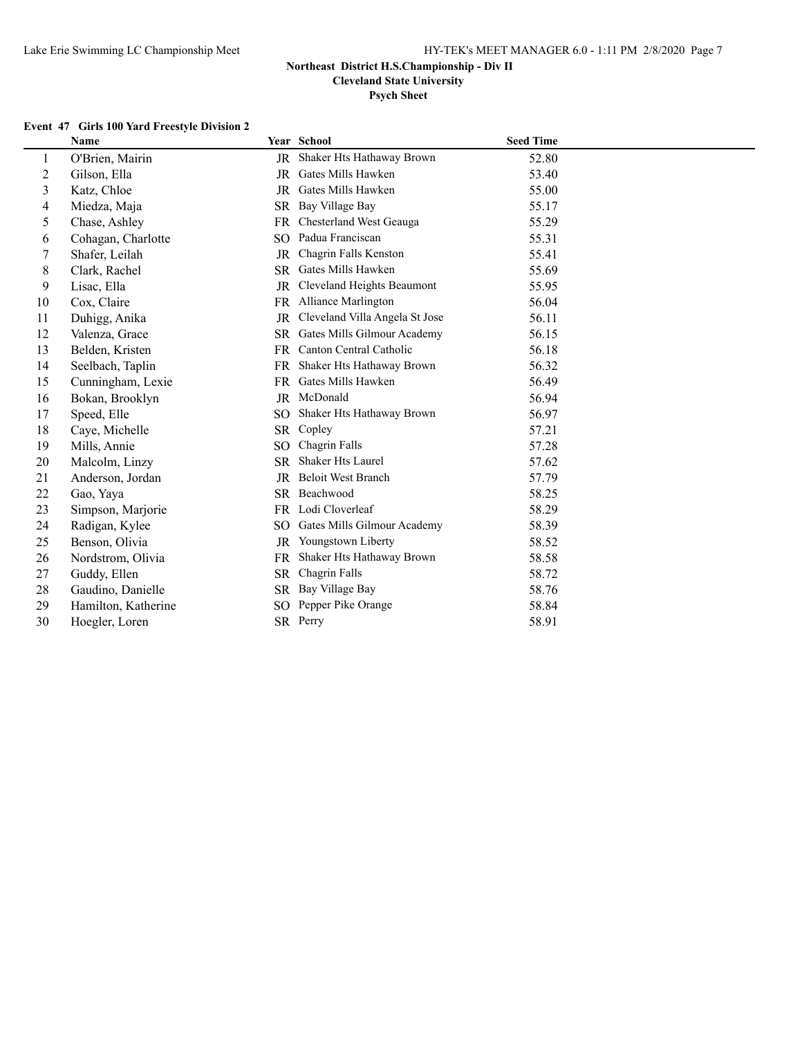**Northeast District H.S.Championship - Div II**
**Cleveland State University**
**Psych Sheet**

**Event 47 Girls 100 Yard Freestyle Division 2**

| | Name | Year | School | Seed Time |
|---|---|---|---|---|
| 1 | O'Brien, Mairin | JR | Shaker Hts Hathaway Brown | 52.80 |
| 2 | Gilson, Ella | JR | Gates Mills Hawken | 53.40 |
| 3 | Katz, Chloe | JR | Gates Mills Hawken | 55.00 |
| 4 | Miedza, Maja | SR | Bay Village Bay | 55.17 |
| 5 | Chase, Ashley | FR | Chesterland West Geauga | 55.29 |
| 6 | Cohagan, Charlotte | SO | Padua Franciscan | 55.31 |
| 7 | Shafer, Leilah | JR | Chagrin Falls Kenston | 55.41 |
| 8 | Clark, Rachel | SR | Gates Mills Hawken | 55.69 |
| 9 | Lisac, Ella | JR | Cleveland Heights Beaumont | 55.95 |
| 10 | Cox, Claire | FR | Alliance Marlington | 56.04 |
| 11 | Duhigg, Anika | JR | Cleveland Villa Angela St Jose | 56.11 |
| 12 | Valenza, Grace | SR | Gates Mills Gilmour Academy | 56.15 |
| 13 | Belden, Kristen | FR | Canton Central Catholic | 56.18 |
| 14 | Seelbach, Taplin | FR | Shaker Hts Hathaway Brown | 56.32 |
| 15 | Cunningham, Lexie | FR | Gates Mills Hawken | 56.49 |
| 16 | Bokan, Brooklyn | JR | McDonald | 56.94 |
| 17 | Speed, Elle | SO | Shaker Hts Hathaway Brown | 56.97 |
| 18 | Caye, Michelle | SR | Copley | 57.21 |
| 19 | Mills, Annie | SO | Chagrin Falls | 57.28 |
| 20 | Malcolm, Linzy | SR | Shaker Hts Laurel | 57.62 |
| 21 | Anderson, Jordan | JR | Beloit West Branch | 57.79 |
| 22 | Gao, Yaya | SR | Beachwood | 58.25 |
| 23 | Simpson, Marjorie | FR | Lodi Cloverleaf | 58.29 |
| 24 | Radigan, Kylee | SO | Gates Mills Gilmour Academy | 58.39 |
| 25 | Benson, Olivia | JR | Youngstown Liberty | 58.52 |
| 26 | Nordstrom, Olivia | FR | Shaker Hts Hathaway Brown | 58.58 |
| 27 | Guddy, Ellen | SR | Chagrin Falls | 58.72 |
| 28 | Gaudino, Danielle | SR | Bay Village Bay | 58.76 |
| 29 | Hamilton, Katherine | SO | Pepper Pike Orange | 58.84 |
| 30 | Hoegler, Loren | SR | Perry | 58.91 |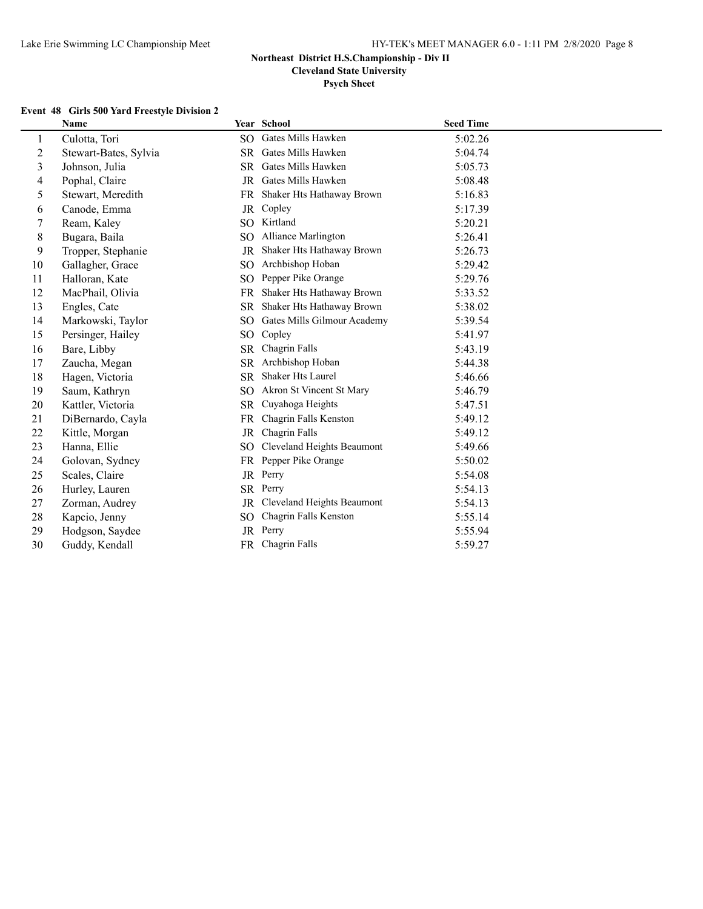**Northeast District H.S.Championship - Div II**
**Cleveland State University**
**Psych Sheet**

### Event 48 Girls 500 Yard Freestyle Division 2

| | Name | Year | School | Seed Time |
|---|---|---|---|---|
| 1 | Culotta, Tori | SO | Gates Mills Hawken | 5:02.26 |
| 2 | Stewart-Bates, Sylvia | SR | Gates Mills Hawken | 5:04.74 |
| 3 | Johnson, Julia | SR | Gates Mills Hawken | 5:05.73 |
| 4 | Pophal, Claire | JR | Gates Mills Hawken | 5:08.48 |
| 5 | Stewart, Meredith | FR | Shaker Hts Hathaway Brown | 5:16.83 |
| 6 | Canode, Emma | JR | Copley | 5:17.39 |
| 7 | Ream, Kaley | SO | Kirtland | 5:20.21 |
| 8 | Bugara, Baila | SO | Alliance Marlington | 5:26.41 |
| 9 | Tropper, Stephanie | JR | Shaker Hts Hathaway Brown | 5:26.73 |
| 10 | Gallagher, Grace | SO | Archbishop Hoban | 5:29.42 |
| 11 | Halloran, Kate | SO | Pepper Pike Orange | 5:29.76 |
| 12 | MacPhail, Olivia | FR | Shaker Hts Hathaway Brown | 5:33.52 |
| 13 | Engles, Cate | SR | Shaker Hts Hathaway Brown | 5:38.02 |
| 14 | Markowski, Taylor | SO | Gates Mills Gilmour Academy | 5:39.54 |
| 15 | Persinger, Hailey | SO | Copley | 5:41.97 |
| 16 | Bare, Libby | SR | Chagrin Falls | 5:43.19 |
| 17 | Zaucha, Megan | SR | Archbishop Hoban | 5:44.38 |
| 18 | Hagen, Victoria | SR | Shaker Hts Laurel | 5:46.66 |
| 19 | Saum, Kathryn | SO | Akron St Vincent St Mary | 5:46.79 |
| 20 | Kattler, Victoria | SR | Cuyahoga Heights | 5:47.51 |
| 21 | DiBernardo, Cayla | FR | Chagrin Falls Kenston | 5:49.12 |
| 22 | Kittle, Morgan | JR | Chagrin Falls | 5:49.12 |
| 23 | Hanna, Ellie | SO | Cleveland Heights Beaumont | 5:49.66 |
| 24 | Golovan, Sydney | FR | Pepper Pike Orange | 5:50.02 |
| 25 | Scales, Claire | JR | Perry | 5:54.08 |
| 26 | Hurley, Lauren | SR | Perry | 5:54.13 |
| 27 | Zorman, Audrey | JR | Cleveland Heights Beaumont | 5:54.13 |
| 28 | Kapcio, Jenny | SO | Chagrin Falls Kenston | 5:55.14 |
| 29 | Hodgson, Saydee | JR | Perry | 5:55.94 |
| 30 | Guddy, Kendall | FR | Chagrin Falls | 5:59.27 |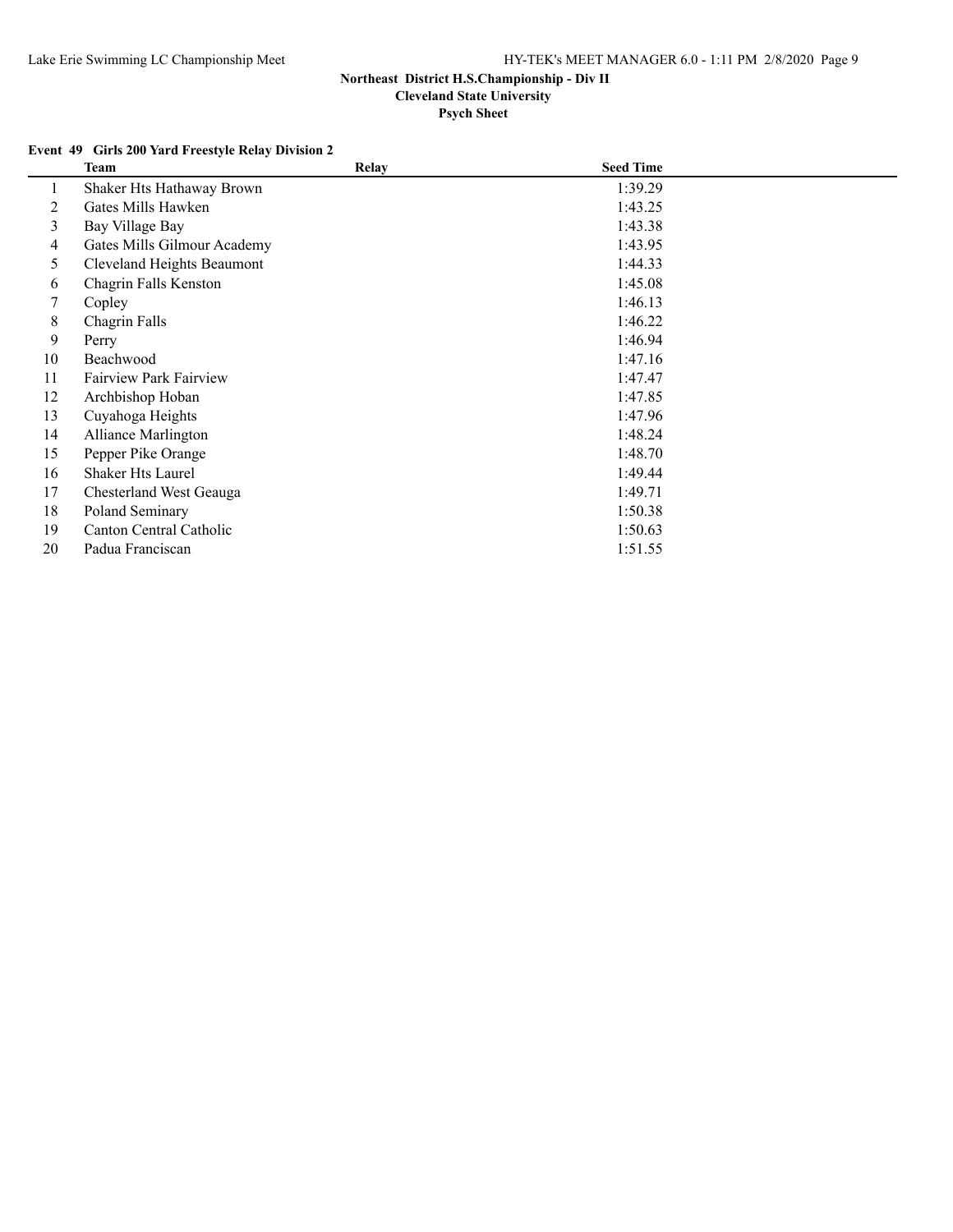**Northeast District H.S.Championship - Div II**

**Cleveland State University**

**Psych Sheet**

### Event 49 Girls 200 Yard Freestyle Relay Division 2

| | Team | Relay | Seed Time |
|---|---|---|---|
| 1 | Shaker Hts Hathaway Brown | | 1:39.29 |
| 2 | Gates Mills Hawken | | 1:43.25 |
| 3 | Bay Village Bay | | 1:43.38 |
| 4 | Gates Mills Gilmour Academy | | 1:43.95 |
| 5 | Cleveland Heights Beaumont | | 1:44.33 |
| 6 | Chagrin Falls Kenston | | 1:45.08 |
| 7 | Copley | | 1:46.13 |
| 8 | Chagrin Falls | | 1:46.22 |
| 9 | Perry | | 1:46.94 |
| 10 | Beachwood | | 1:47.16 |
| 11 | Fairview Park Fairview | | 1:47.47 |
| 12 | Archbishop Hoban | | 1:47.85 |
| 13 | Cuyahoga Heights | | 1:47.96 |
| 14 | Alliance Marlington | | 1:48.24 |
| 15 | Pepper Pike Orange | | 1:48.70 |
| 16 | Shaker Hts Laurel | | 1:49.44 |
| 17 | Chesterland West Geauga | | 1:49.71 |
| 18 | Poland Seminary | | 1:50.38 |
| 19 | Canton Central Catholic | | 1:50.63 |
| 20 | Padua Franciscan | | 1:51.55 |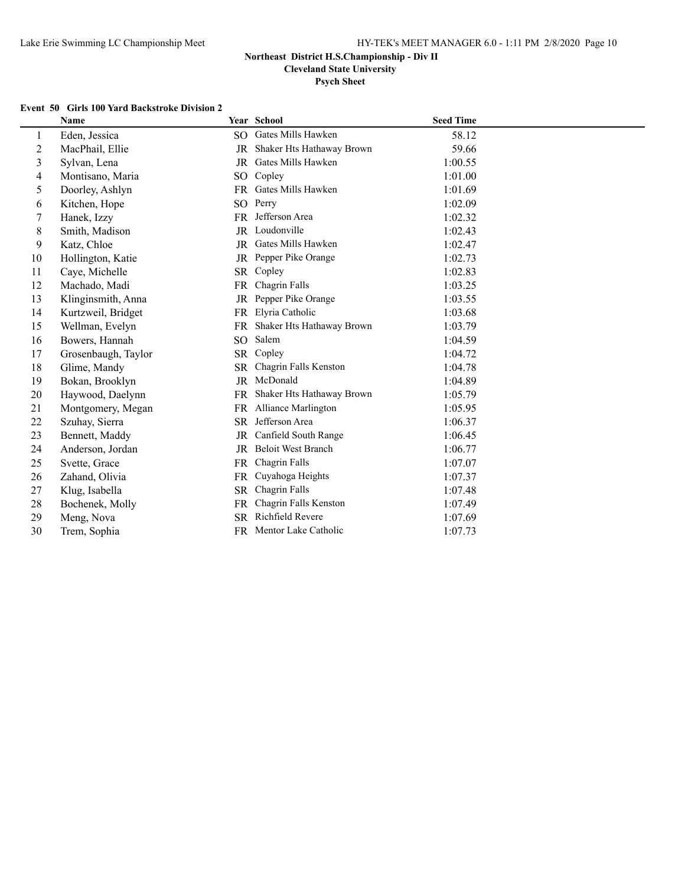**Northeast District H.S.Championship - Div II**
**Cleveland State University**
**Psych Sheet**

### Event 50 Girls 100 Yard Backstroke Division 2

| | Name | Year | School | Seed Time |
|---|---|---|---|---|
| 1 | Eden, Jessica | SO | Gates Mills Hawken | 58.12 |
| 2 | MacPhail, Ellie | JR | Shaker Hts Hathaway Brown | 59.66 |
| 3 | Sylvan, Lena | JR | Gates Mills Hawken | 1:00.55 |
| 4 | Montisano, Maria | SO | Copley | 1:01.00 |
| 5 | Doorley, Ashlyn | FR | Gates Mills Hawken | 1:01.69 |
| 6 | Kitchen, Hope | SO | Perry | 1:02.09 |
| 7 | Hanek, Izzy | FR | Jefferson Area | 1:02.32 |
| 8 | Smith, Madison | JR | Loudonville | 1:02.43 |
| 9 | Katz, Chloe | JR | Gates Mills Hawken | 1:02.47 |
| 10 | Hollington, Katie | JR | Pepper Pike Orange | 1:02.73 |
| 11 | Caye, Michelle | SR | Copley | 1:02.83 |
| 12 | Machado, Madi | FR | Chagrin Falls | 1:03.25 |
| 13 | Klinginsmith, Anna | JR | Pepper Pike Orange | 1:03.55 |
| 14 | Kurtzweil, Bridget | FR | Elyria Catholic | 1:03.68 |
| 15 | Wellman, Evelyn | FR | Shaker Hts Hathaway Brown | 1:03.79 |
| 16 | Bowers, Hannah | SO | Salem | 1:04.59 |
| 17 | Grosenbaugh, Taylor | SR | Copley | 1:04.72 |
| 18 | Glime, Mandy | SR | Chagrin Falls Kenston | 1:04.78 |
| 19 | Bokan, Brooklyn | JR | McDonald | 1:04.89 |
| 20 | Haywood, Daelynn | FR | Shaker Hts Hathaway Brown | 1:05.79 |
| 21 | Montgomery, Megan | FR | Alliance Marlington | 1:05.95 |
| 22 | Szuhay, Sierra | SR | Jefferson Area | 1:06.37 |
| 23 | Bennett, Maddy | JR | Canfield South Range | 1:06.45 |
| 24 | Anderson, Jordan | JR | Beloit West Branch | 1:06.77 |
| 25 | Svette, Grace | FR | Chagrin Falls | 1:07.07 |
| 26 | Zahand, Olivia | FR | Cuyahoga Heights | 1:07.37 |
| 27 | Klug, Isabella | SR | Chagrin Falls | 1:07.48 |
| 28 | Bochenek, Molly | FR | Chagrin Falls Kenston | 1:07.49 |
| 29 | Meng, Nova | SR | Richfield Revere | 1:07.69 |
| 30 | Trem, Sophia | FR | Mentor Lake Catholic | 1:07.73 |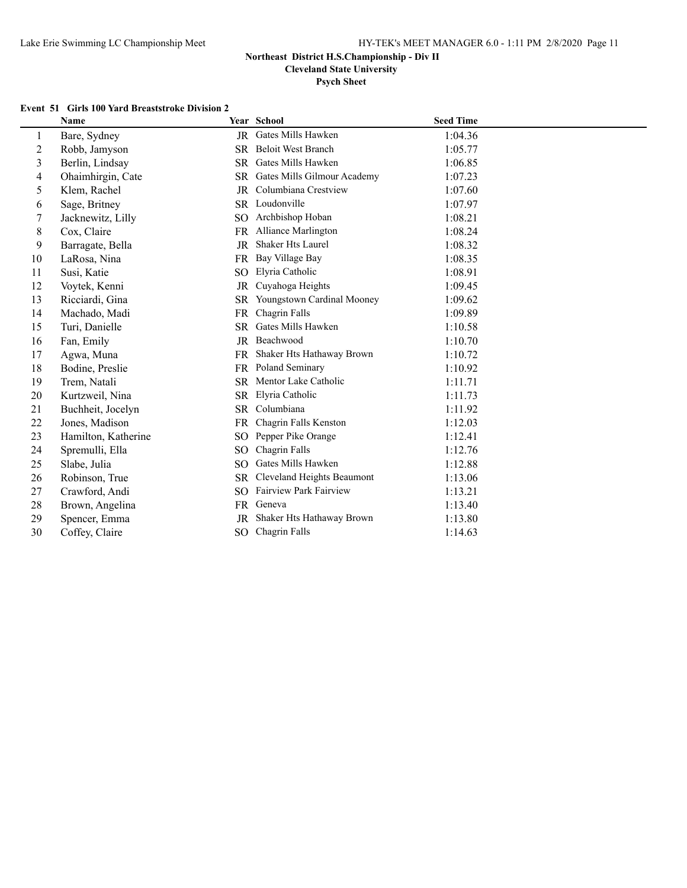**Northeast District H.S.Championship - Div II**

**Cleveland State University**

**Psych Sheet**

**Event 51 Girls 100 Yard Breaststroke Division 2**

| | Name | Year | School | Seed Time |
|---|---|---|---|---|
| 1 | Bare, Sydney | JR | Gates Mills Hawken | 1:04.36 |
| 2 | Robb, Jamyson | SR | Beloit West Branch | 1:05.77 |
| 3 | Berlin, Lindsay | SR | Gates Mills Hawken | 1:06.85 |
| 4 | Ohaimhirgin, Cate | SR | Gates Mills Gilmour Academy | 1:07.23 |
| 5 | Klem, Rachel | JR | Columbiana Crestview | 1:07.60 |
| 6 | Sage, Britney | SR | Loudonville | 1:07.97 |
| 7 | Jacknewitz, Lilly | SO | Archbishop Hoban | 1:08.21 |
| 8 | Cox, Claire | FR | Alliance Marlington | 1:08.24 |
| 9 | Barragate, Bella | JR | Shaker Hts Laurel | 1:08.32 |
| 10 | LaRosa, Nina | FR | Bay Village Bay | 1:08.35 |
| 11 | Susi, Katie | SO | Elyria Catholic | 1:08.91 |
| 12 | Voytek, Kenni | JR | Cuyahoga Heights | 1:09.45 |
| 13 | Ricciardi, Gina | SR | Youngstown Cardinal Mooney | 1:09.62 |
| 14 | Machado, Madi | FR | Chagrin Falls | 1:09.89 |
| 15 | Turi, Danielle | SR | Gates Mills Hawken | 1:10.58 |
| 16 | Fan, Emily | JR | Beachwood | 1:10.70 |
| 17 | Agwa, Muna | FR | Shaker Hts Hathaway Brown | 1:10.72 |
| 18 | Bodine, Preslie | FR | Poland Seminary | 1:10.92 |
| 19 | Trem, Natali | SR | Mentor Lake Catholic | 1:11.71 |
| 20 | Kurtzweil, Nina | SR | Elyria Catholic | 1:11.73 |
| 21 | Buchheit, Jocelyn | SR | Columbiana | 1:11.92 |
| 22 | Jones, Madison | FR | Chagrin Falls Kenston | 1:12.03 |
| 23 | Hamilton, Katherine | SO | Pepper Pike Orange | 1:12.41 |
| 24 | Spremulli, Ella | SO | Chagrin Falls | 1:12.76 |
| 25 | Slabe, Julia | SO | Gates Mills Hawken | 1:12.88 |
| 26 | Robinson, True | SR | Cleveland Heights Beaumont | 1:13.06 |
| 27 | Crawford, Andi | SO | Fairview Park Fairview | 1:13.21 |
| 28 | Brown, Angelina | FR | Geneva | 1:13.40 |
| 29 | Spencer, Emma | JR | Shaker Hts Hathaway Brown | 1:13.80 |
| 30 | Coffey, Claire | SO | Chagrin Falls | 1:14.63 |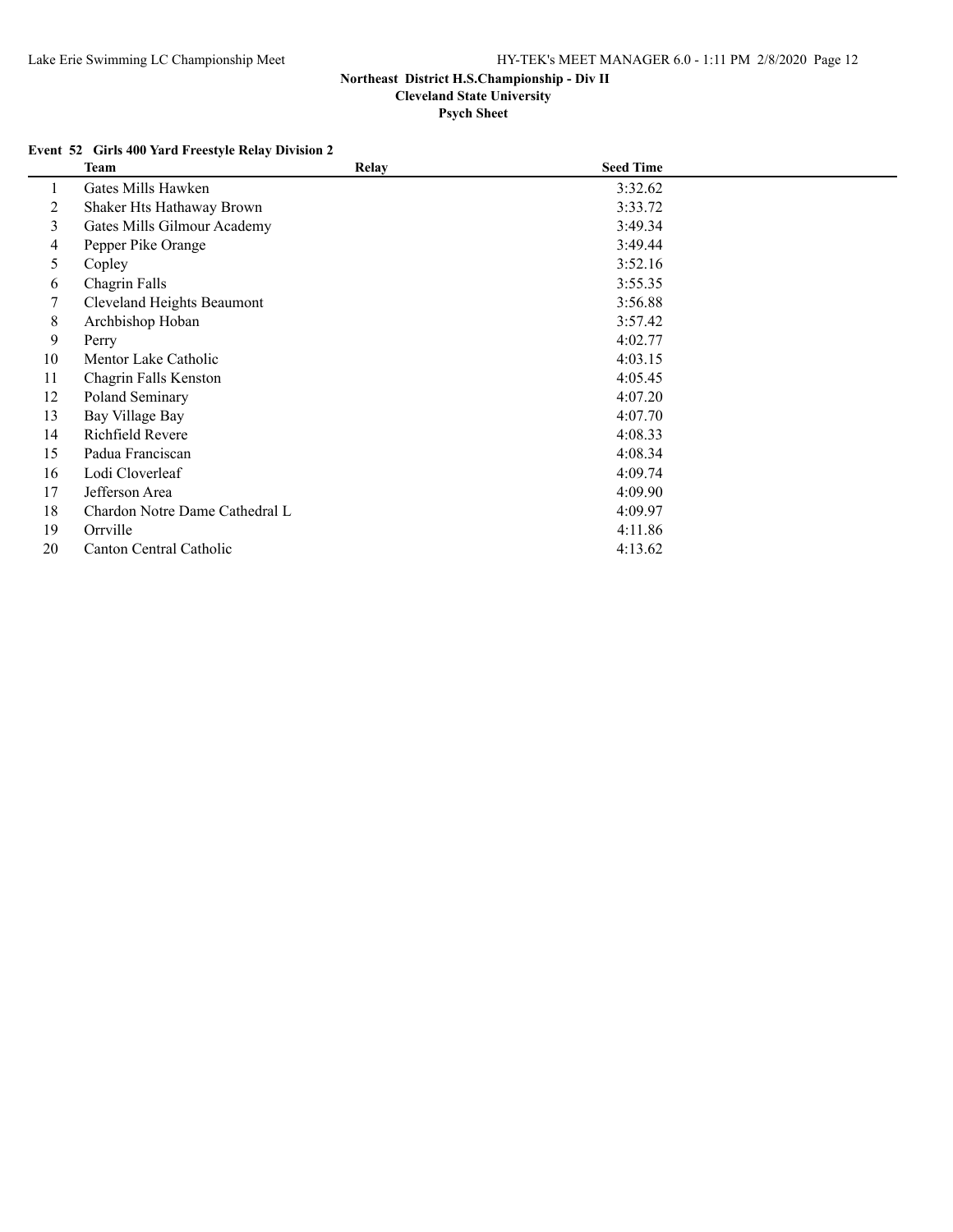# Northeast District H.S.Championship - Div II

**Cleveland State University**

**Psych Sheet**

### Event 52 Girls 400 Yard Freestyle Relay Division 2

| | Team | Relay | Seed Time |
|---|---|---|---|
| 1 | Gates Mills Hawken | | 3:32.62 |
| 2 | Shaker Hts Hathaway Brown | | 3:33.72 |
| 3 | Gates Mills Gilmour Academy | | 3:49.34 |
| 4 | Pepper Pike Orange | | 3:49.44 |
| 5 | Copley | | 3:52.16 |
| 6 | Chagrin Falls | | 3:55.35 |
| 7 | Cleveland Heights Beaumont | | 3:56.88 |
| 8 | Archbishop Hoban | | 3:57.42 |
| 9 | Perry | | 4:02.77 |
| 10 | Mentor Lake Catholic | | 4:03.15 |
| 11 | Chagrin Falls Kenston | | 4:05.45 |
| 12 | Poland Seminary | | 4:07.20 |
| 13 | Bay Village Bay | | 4:07.70 |
| 14 | Richfield Revere | | 4:08.33 |
| 15 | Padua Franciscan | | 4:08.34 |
| 16 | Lodi Cloverleaf | | 4:09.74 |
| 17 | Jefferson Area | | 4:09.90 |
| 18 | Chardon Notre Dame Cathedral L | | 4:09.97 |
| 19 | Orrville | | 4:11.86 |
| 20 | Canton Central Catholic | | 4:13.62 |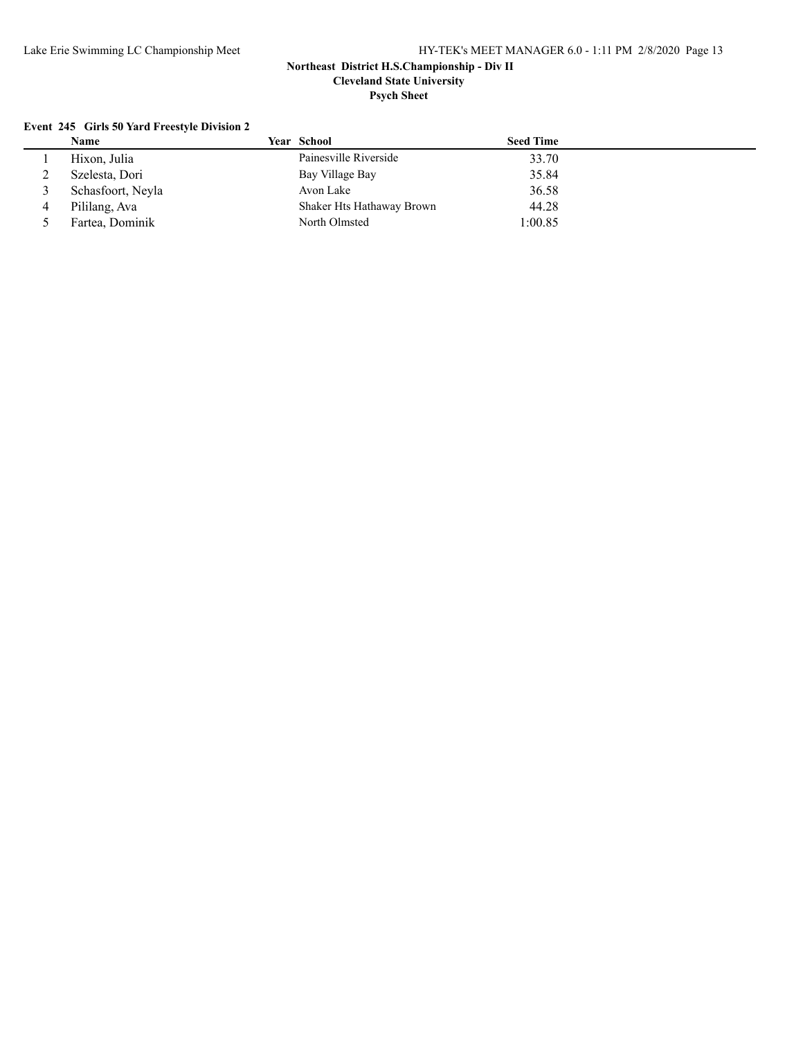## Northeast District H.S.Championship - Div II

**Cleveland State University**

**Psych Sheet**

### Event 245 Girls 50 Yard Freestyle Division 2

| | Name | Year | School | Seed Time |
|---|---|---|---|---|
| 1 | Hixon, Julia | | Painesville Riverside | 33.70 |
| 2 | Szelesta, Dori | | Bay Village Bay | 35.84 |
| 3 | Schasfoort, Neyla | | Avon Lake | 36.58 |
| 4 | Pililang, Ava | | Shaker Hts Hathaway Brown | 44.28 |
| 5 | Fartea, Dominik | | North Olmsted | 1:00.85 |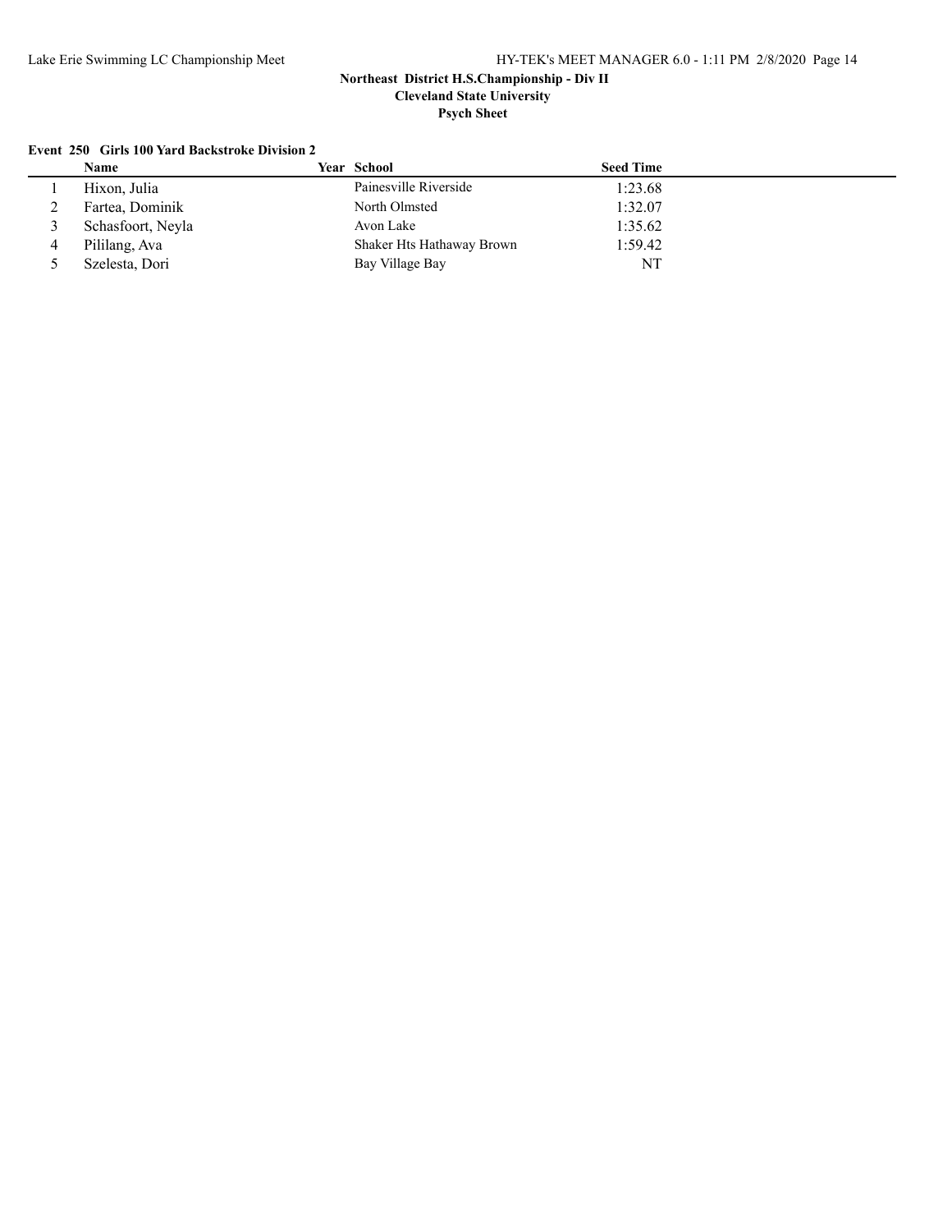**Northeast District H.S.Championship - Div II**
**Cleveland State University**
**Psych Sheet**

### Event 250 Girls 100 Yard Backstroke Division 2

| | Name | Year | School | Seed Time |
|---|---|---|---|---|
| 1 | Hixon, Julia | | Painesville Riverside | 1:23.68 |
| 2 | Fartea, Dominik | | North Olmsted | 1:32.07 |
| 3 | Schasfoort, Neyla | | Avon Lake | 1:35.62 |
| 4 | Pililang, Ava | | Shaker Hts Hathaway Brown | 1:59.42 |
| 5 | Szelesta, Dori | | Bay Village Bay | NT |